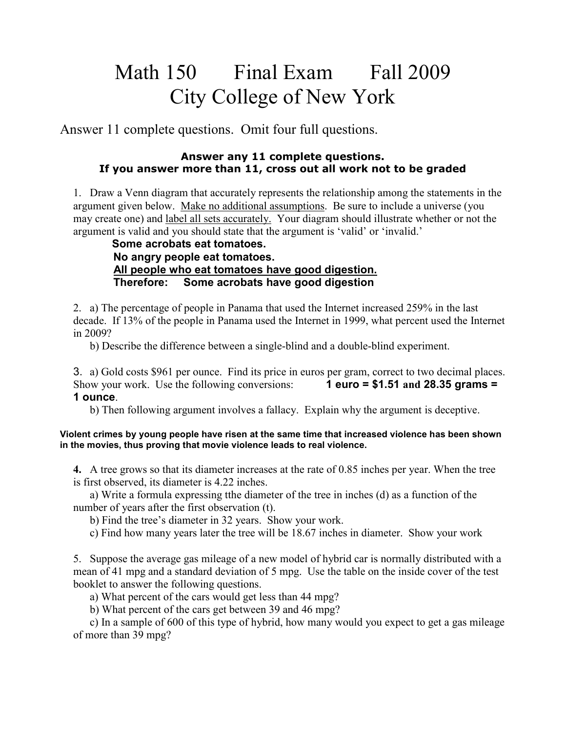# Math 150 Final Exam Fall 2009
# City College of New York

Answer 11 complete questions. Omit four full questions.

**Answer any 11 complete questions.**
**If you answer more than 11, cross out all work not to be graded**

1. Draw a Venn diagram that accurately represents the relationship among the statements in the argument given below. Make no additional assumptions. Be sure to include a universe (you may create one) and label all sets accurately. Your diagram should illustrate whether or not the argument is valid and you should state that the argument is 'valid' or 'invalid.'

    **Some acrobats eat tomatoes.**
    **No angry people eat tomatoes.**
    **All people who eat tomatoes have good digestion.**
    **Therefore: Some acrobats have good digestion**

2. a) The percentage of people in Panama that used the Internet increased 259% in the last decade. If 13% of the people in Panama used the Internet in 1999, what percent used the Internet in 2009?

    b) Describe the difference between a single-blind and a double-blind experiment.

3. a) Gold costs \$961 per ounce. Find its price in euros per gram, correct to two decimal places. Show your work. Use the following conversions: **1 euro = \$1.51 and 28.35 grams = 1 ounce**.

    b) Then following argument involves a fallacy. Explain why the argument is deceptive.

**Violent crimes by young people have risen at the same time that increased violence has been shown in the movies, thus proving that movie violence leads to real violence.**

4. A tree grows so that its diameter increases at the rate of 0.85 inches per year. When the tree is first observed, its diameter is 4.22 inches.

    a) Write a formula expressing tthe diameter of the tree in inches (d) as a function of the number of years after the first observation (t).

    b) Find the tree's diameter in 32 years. Show your work.

    c) Find how many years later the tree will be 18.67 inches in diameter. Show your work

5. Suppose the average gas mileage of a new model of hybrid car is normally distributed with a mean of 41 mpg and a standard deviation of 5 mpg. Use the table on the inside cover of the test booklet to answer the following questions.

    a) What percent of the cars would get less than 44 mpg?

    b) What percent of the cars get between 39 and 46 mpg?

    c) In a sample of 600 of this type of hybrid, how many would you expect to get a gas mileage of more than 39 mpg?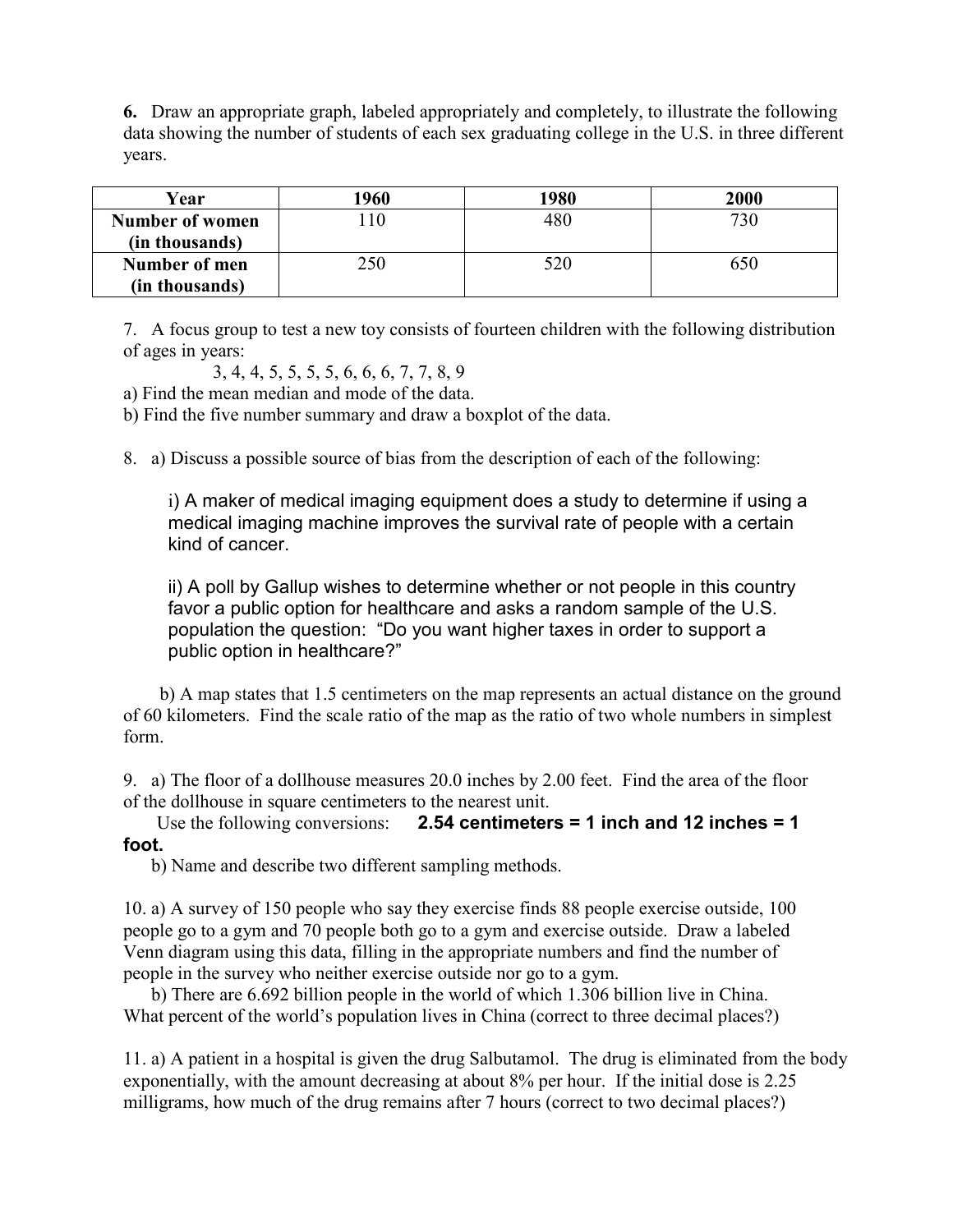**6.** Draw an appropriate graph, labeled appropriately and completely, to illustrate the following data showing the number of students of each sex graduating college in the U.S. in three different years.

| Year | 1960 | 1980 | 2000 |
|---|---|---|---|
| Number of women (in thousands) | 110 | 480 | 730 |
| Number of men (in thousands) | 250 | 520 | 650 |

7. A focus group to test a new toy consists of fourteen children with the following distribution of ages in years:

3, 4, 4, 5, 5, 5, 5, 6, 6, 6, 7, 7, 8, 9

a) Find the mean median and mode of the data.
b) Find the five number summary and draw a boxplot of the data.

8. a) Discuss a possible source of bias from the description of each of the following:

i) A maker of medical imaging equipment does a study to determine if using a medical imaging machine improves the survival rate of people with a certain kind of cancer.

ii) A poll by Gallup wishes to determine whether or not people in this country favor a public option for healthcare and asks a random sample of the U.S. population the question: "Do you want higher taxes in order to support a public option in healthcare?"

b) A map states that 1.5 centimeters on the map represents an actual distance on the ground of 60 kilometers. Find the scale ratio of the map as the ratio of two whole numbers in simplest form.

9. a) The floor of a dollhouse measures 20.0 inches by 2.00 feet. Find the area of the floor of the dollhouse in square centimeters to the nearest unit.
Use the following conversions: **2.54 centimeters = 1 inch and 12 inches = 1 foot.**

b) Name and describe two different sampling methods.

10. a) A survey of 150 people who say they exercise finds 88 people exercise outside, 100 people go to a gym and 70 people both go to a gym and exercise outside. Draw a labeled Venn diagram using this data, filling in the appropriate numbers and find the number of people in the survey who neither exercise outside nor go to a gym.

b) There are 6.692 billion people in the world of which 1.306 billion live in China. What percent of the world's population lives in China (correct to three decimal places?)

11. a) A patient in a hospital is given the drug Salbutamol. The drug is eliminated from the body exponentially, with the amount decreasing at about 8% per hour. If the initial dose is 2.25 milligrams, how much of the drug remains after 7 hours (correct to two decimal places?)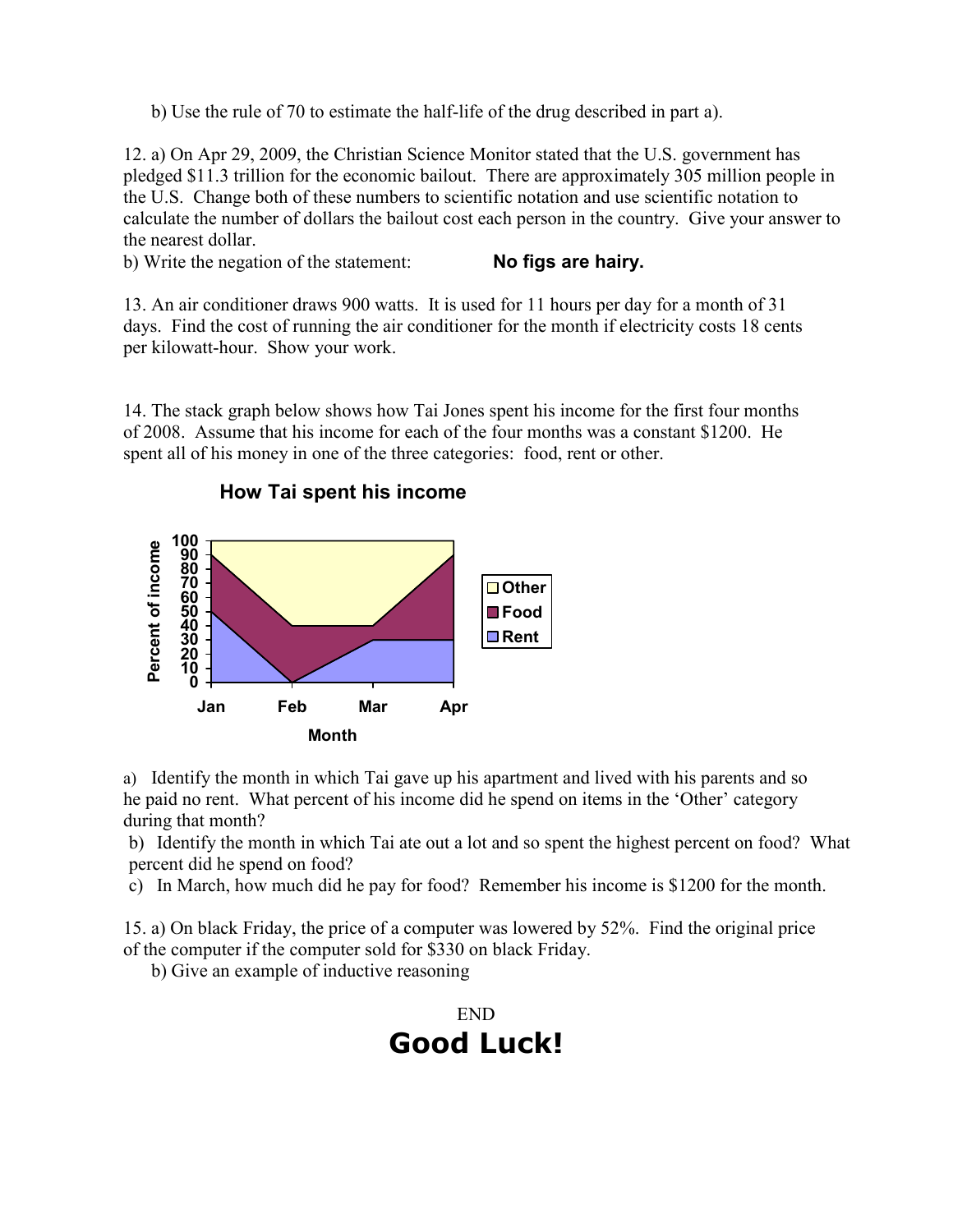b) Use the rule of 70 to estimate the half-life of the drug described in part a).

12. a) On Apr 29, 2009, the Christian Science Monitor stated that the U.S. government has pledged $11.3 trillion for the economic bailout. There are approximately 305 million people in the U.S. Change both of these numbers to scientific notation and use scientific notation to calculate the number of dollars the bailout cost each person in the country. Give your answer to the nearest dollar.

b) Write the negation of the statement: **No figs are hairy.**

13. An air conditioner draws 900 watts. It is used for 11 hours per day for a month of 31 days. Find the cost of running the air conditioner for the month if electricity costs 18 cents per kilowatt-hour. Show your work.

14. The stack graph below shows how Tai Jones spent his income for the first four months of 2008. Assume that his income for each of the four months was a constant $1200. He spent all of his money in one of the three categories: food, rent or other.

**How Tai spent his income**

Percent of income

100
90
80
70
60
50
40
30
20
10
0

Jan Feb Mar Apr

Month

Other
Food
Rent

a) Identify the month in which Tai gave up his apartment and lived with his parents and so he paid no rent. What percent of his income did he spend on items in the 'Other' category during that month?

b) Identify the month in which Tai ate out a lot and so spent the highest percent on food? What percent did he spend on food?

c) In March, how much did he pay for food? Remember his income is $1200 for the month.

15. a) On black Friday, the price of a computer was lowered by 52%. Find the original price of the computer if the computer sold for $330 on black Friday.

b) Give an example of inductive reasoning

END

# Good Luck!